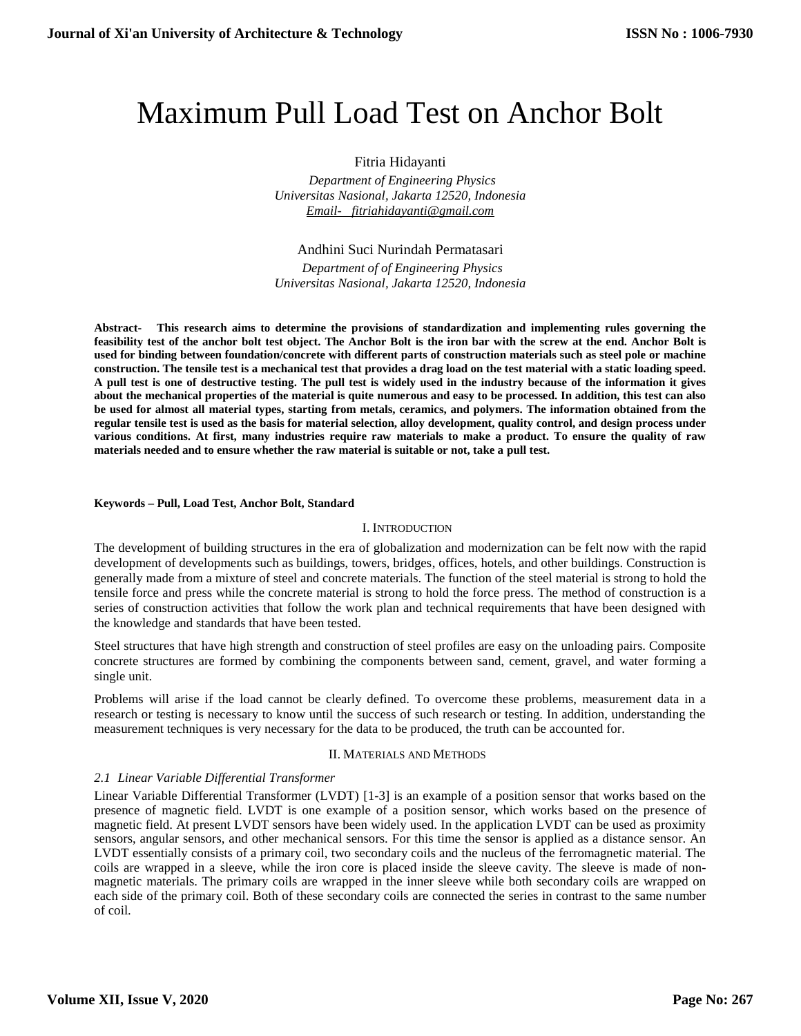# Maximum Pull Load Test on Anchor Bolt

Fitria Hidayanti

*Department of Engineering Physics*
*Universitas Nasional, Jakarta 12520, Indonesia*
*Email- fitriahidayanti@gmail.com*

Andhini Suci Nurindah Permatasari

*Department of of Engineering Physics*
*Universitas Nasional, Jakarta 12520, Indonesia*

**Abstract- This research aims to determine the provisions of standardization and implementing rules governing the feasibility test of the anchor bolt test object. The Anchor Bolt is the iron bar with the screw at the end. Anchor Bolt is used for binding between foundation/concrete with different parts of construction materials such as steel pole or machine construction. The tensile test is a mechanical test that provides a drag load on the test material with a static loading speed. A pull test is one of destructive testing. The pull test is widely used in the industry because of the information it gives about the mechanical properties of the material is quite numerous and easy to be processed. In addition, this test can also be used for almost all material types, starting from metals, ceramics, and polymers. The information obtained from the regular tensile test is used as the basis for material selection, alloy development, quality control, and design process under various conditions. At first, many industries require raw materials to make a product. To ensure the quality of raw materials needed and to ensure whether the raw material is suitable or not, take a pull test.**

**Keywords – Pull, Load Test, Anchor Bolt, Standard**

## I. INTRODUCTION

The development of building structures in the era of globalization and modernization can be felt now with the rapid development of developments such as buildings, towers, bridges, offices, hotels, and other buildings. Construction is generally made from a mixture of steel and concrete materials. The function of the steel material is strong to hold the tensile force and press while the concrete material is strong to hold the force press. The method of construction is a series of construction activities that follow the work plan and technical requirements that have been designed with the knowledge and standards that have been tested.

Steel structures that have high strength and construction of steel profiles are easy on the unloading pairs. Composite concrete structures are formed by combining the components between sand, cement, gravel, and water forming a single unit.

Problems will arise if the load cannot be clearly defined. To overcome these problems, measurement data in a research or testing is necessary to know until the success of such research or testing. In addition, understanding the measurement techniques is very necessary for the data to be produced, the truth can be accounted for.

## II. MATERIALS AND METHODS

### *2.1 Linear Variable Differential Transformer*

Linear Variable Differential Transformer (LVDT) [1-3] is an example of a position sensor that works based on the presence of magnetic field. LVDT is one example of a position sensor, which works based on the presence of magnetic field. At present LVDT sensors have been widely used. In the application LVDT can be used as proximity sensors, angular sensors, and other mechanical sensors. For this time the sensor is applied as a distance sensor. An LVDT essentially consists of a primary coil, two secondary coils and the nucleus of the ferromagnetic material. The coils are wrapped in a sleeve, while the iron core is placed inside the sleeve cavity. The sleeve is made of non-magnetic materials. The primary coils are wrapped in the inner sleeve while both secondary coils are wrapped on each side of the primary coil. Both of these secondary coils are connected the series in contrast to the same number of coil.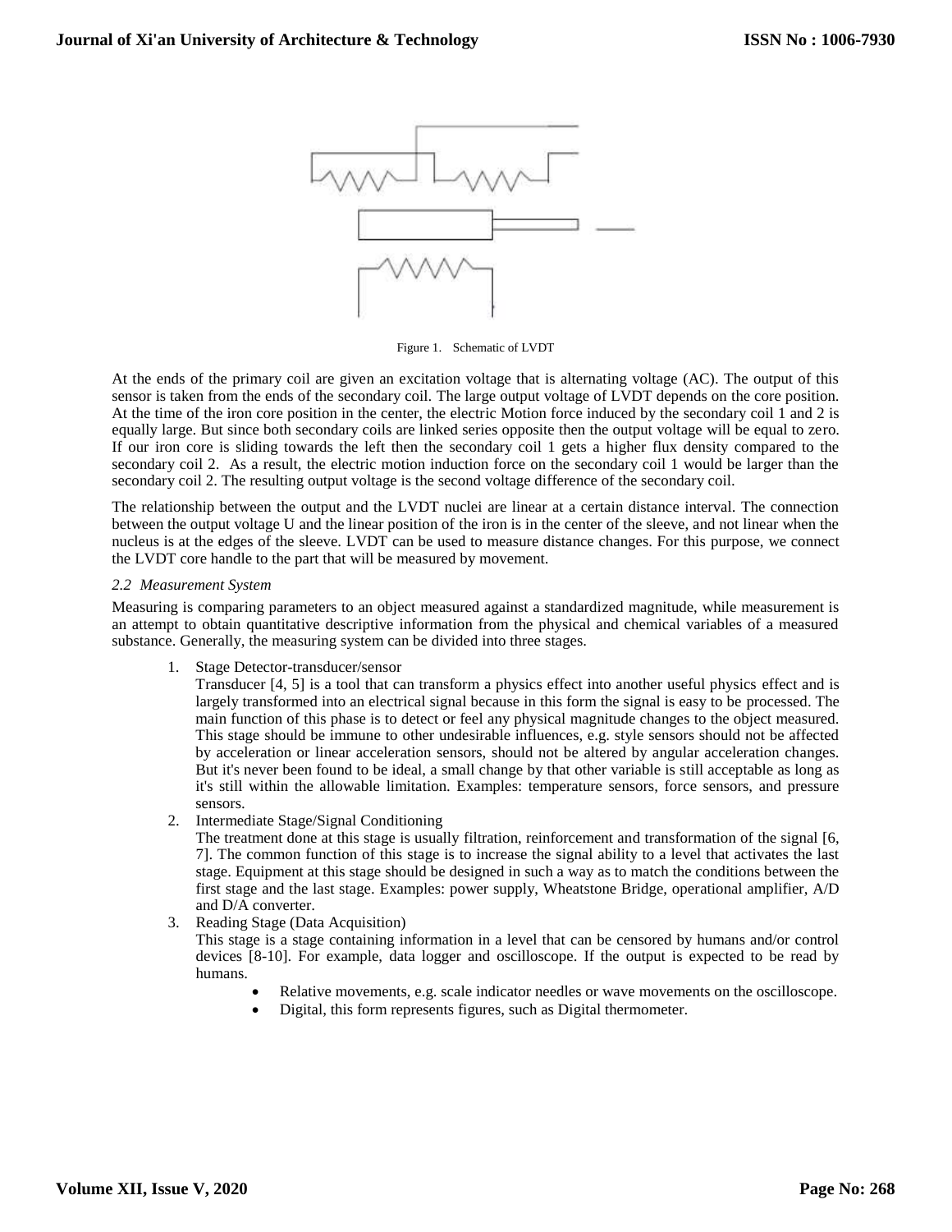Figure 1. Schematic of LVDT

At the ends of the primary coil are given an excitation voltage that is alternating voltage (AC). The output of this sensor is taken from the ends of the secondary coil. The large output voltage of LVDT depends on the core position. At the time of the iron core position in the center, the electric Motion force induced by the secondary coil 1 and 2 is equally large. But since both secondary coils are linked series opposite then the output voltage will be equal to zero. If our iron core is sliding towards the left then the secondary coil 1 gets a higher flux density compared to the secondary coil 2. As a result, the electric motion induction force on the secondary coil 1 would be larger than the secondary coil 2. The resulting output voltage is the second voltage difference of the secondary coil.

The relationship between the output and the LVDT nuclei are linear at a certain distance interval. The connection between the output voltage U and the linear position of the iron is in the center of the sleeve, and not linear when the nucleus is at the edges of the sleeve. LVDT can be used to measure distance changes. For this purpose, we connect the LVDT core handle to the part that will be measured by movement.

### *2.2 Measurement System*

Measuring is comparing parameters to an object measured against a standardized magnitude, while measurement is an attempt to obtain quantitative descriptive information from the physical and chemical variables of a measured substance. Generally, the measuring system can be divided into three stages.

1. Stage Detector-transducer/sensor
   Transducer [4, 5] is a tool that can transform a physics effect into another useful physics effect and is largely transformed into an electrical signal because in this form the signal is easy to be processed. The main function of this phase is to detect or feel any physical magnitude changes to the object measured. This stage should be immune to other undesirable influences, e.g. style sensors should not be affected by acceleration or linear acceleration sensors, should not be altered by angular acceleration changes. But it's never been found to be ideal, a small change by that other variable is still acceptable as long as it's still within the allowable limitation. Examples: temperature sensors, force sensors, and pressure sensors.
2. Intermediate Stage/Signal Conditioning
   The treatment done at this stage is usually filtration, reinforcement and transformation of the signal [6, 7]. The common function of this stage is to increase the signal ability to a level that activates the last stage. Equipment at this stage should be designed in such a way as to match the conditions between the first stage and the last stage. Examples: power supply, Wheatstone Bridge, operational amplifier, A/D and D/A converter.
3. Reading Stage (Data Acquisition)
   This stage is a stage containing information in a level that can be censored by humans and/or control devices [8-10]. For example, data logger and oscilloscope. If the output is expected to be read by humans.
   - Relative movements, e.g. scale indicator needles or wave movements on the oscilloscope.
   - Digital, this form represents figures, such as Digital thermometer.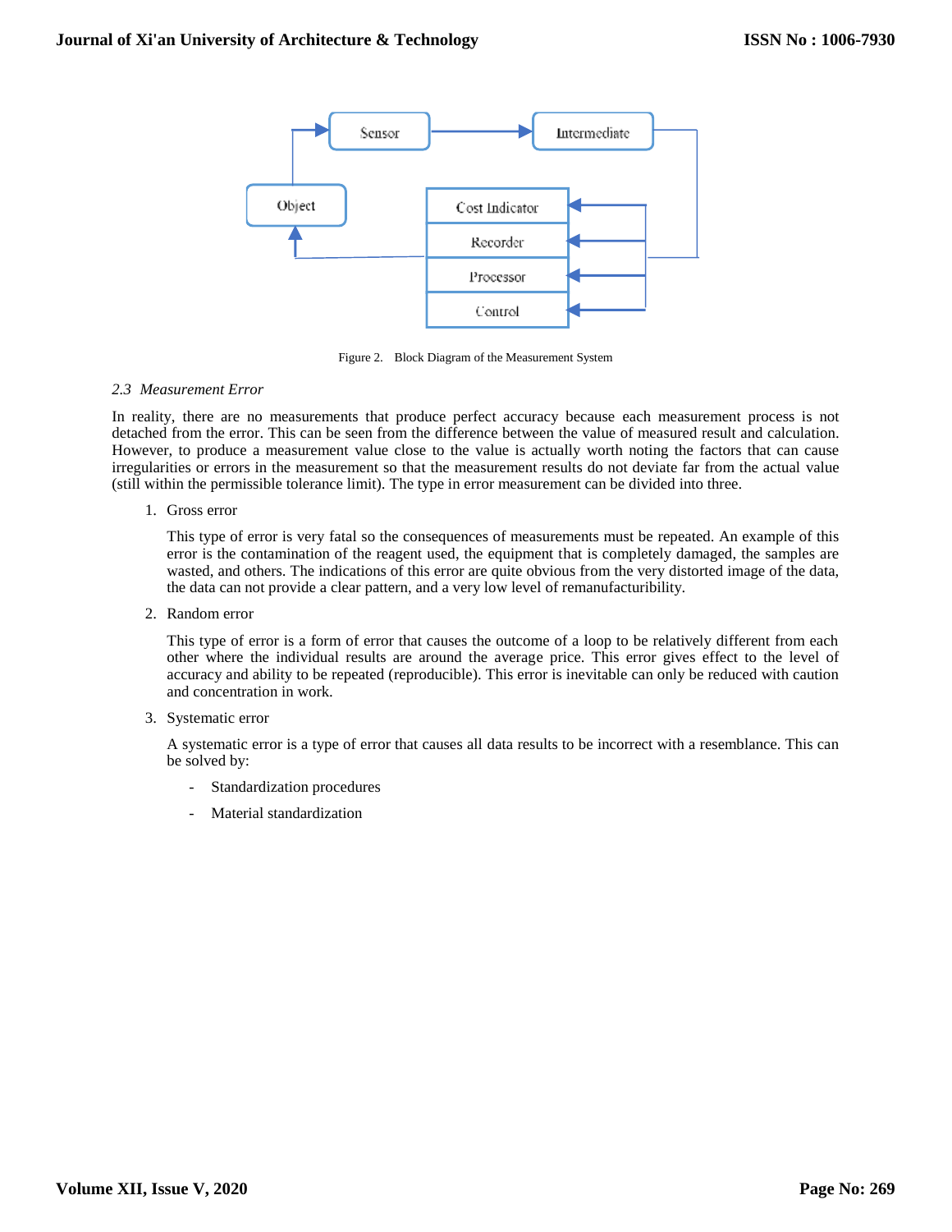Figure 2. Block Diagram of the Measurement System

### *2.3 Measurement Error*

In reality, there are no measurements that produce perfect accuracy because each measurement process is not detached from the error. This can be seen from the difference between the value of measured result and calculation. However, to produce a measurement value close to the value is actually worth noting the factors that can cause irregularities or errors in the measurement so that the measurement results do not deviate far from the actual value (still within the permissible tolerance limit). The type in error measurement can be divided into three.

1. Gross error

   This type of error is very fatal so the consequences of measurements must be repeated. An example of this error is the contamination of the reagent used, the equipment that is completely damaged, the samples are wasted, and others. The indications of this error are quite obvious from the very distorted image of the data, the data can not provide a clear pattern, and a very low level of remanufacturibility.

2. Random error

   This type of error is a form of error that causes the outcome of a loop to be relatively different from each other where the individual results are around the average price. This error gives effect to the level of accuracy and ability to be repeated (reproducible). This error is inevitable can only be reduced with caution and concentration in work.

3. Systematic error

   A systematic error is a type of error that causes all data results to be incorrect with a resemblance. This can be solved by:

   - Standardization procedures
   - Material standardization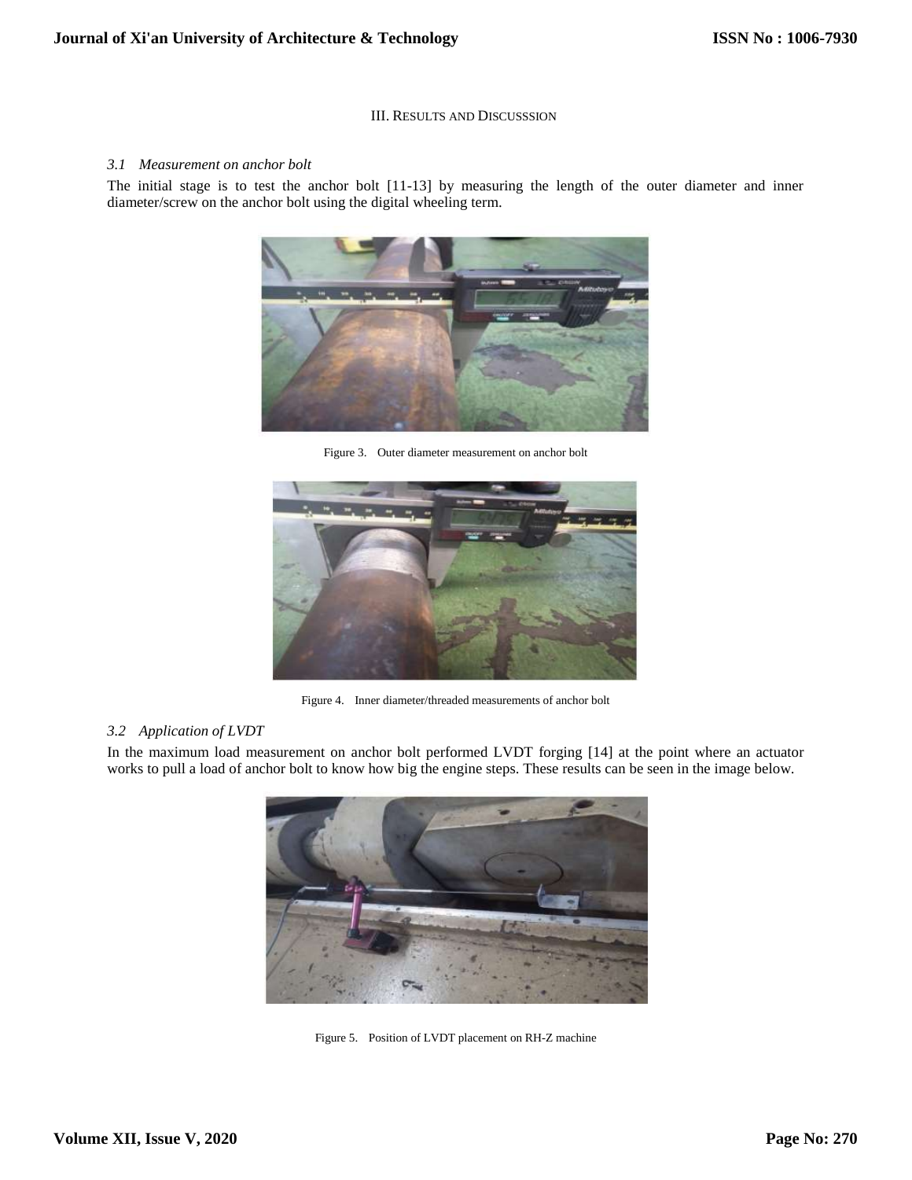## III. RESULTS AND DISCUSSSION

### *3.1 Measurement on anchor bolt*

The initial stage is to test the anchor bolt [11-13] by measuring the length of the outer diameter and inner diameter/screw on the anchor bolt using the digital wheeling term.

Figure 3. Outer diameter measurement on anchor bolt

Figure 4. Inner diameter/threaded measurements of anchor bolt

### *3.2 Application of LVDT*

In the maximum load measurement on anchor bolt performed LVDT forging [14] at the point where an actuator works to pull a load of anchor bolt to know how big the engine steps. These results can be seen in the image below.

Figure 5. Position of LVDT placement on RH-Z machine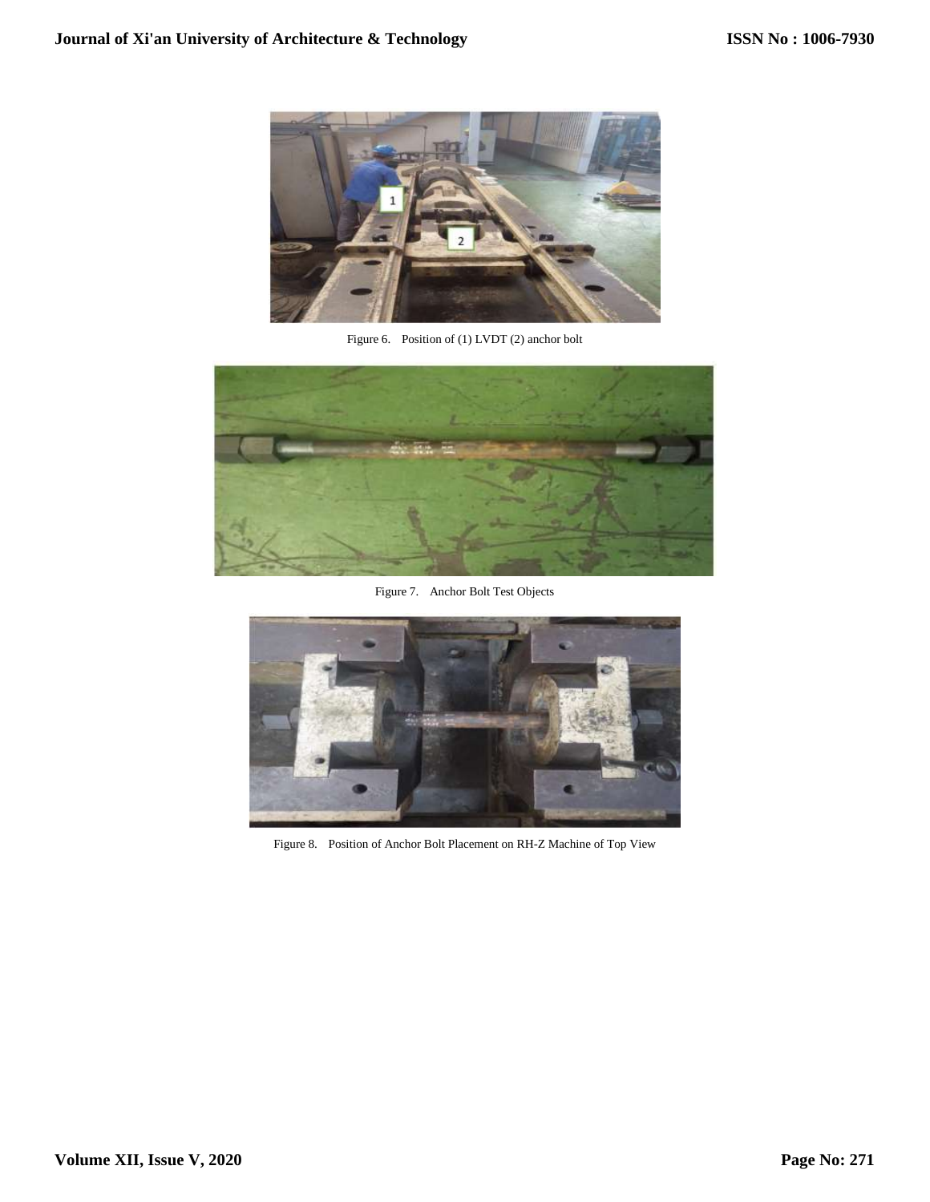Figure 6. Position of (1) LVDT (2) anchor bolt

Figure 7. Anchor Bolt Test Objects

Figure 8. Position of Anchor Bolt Placement on RH-Z Machine of Top View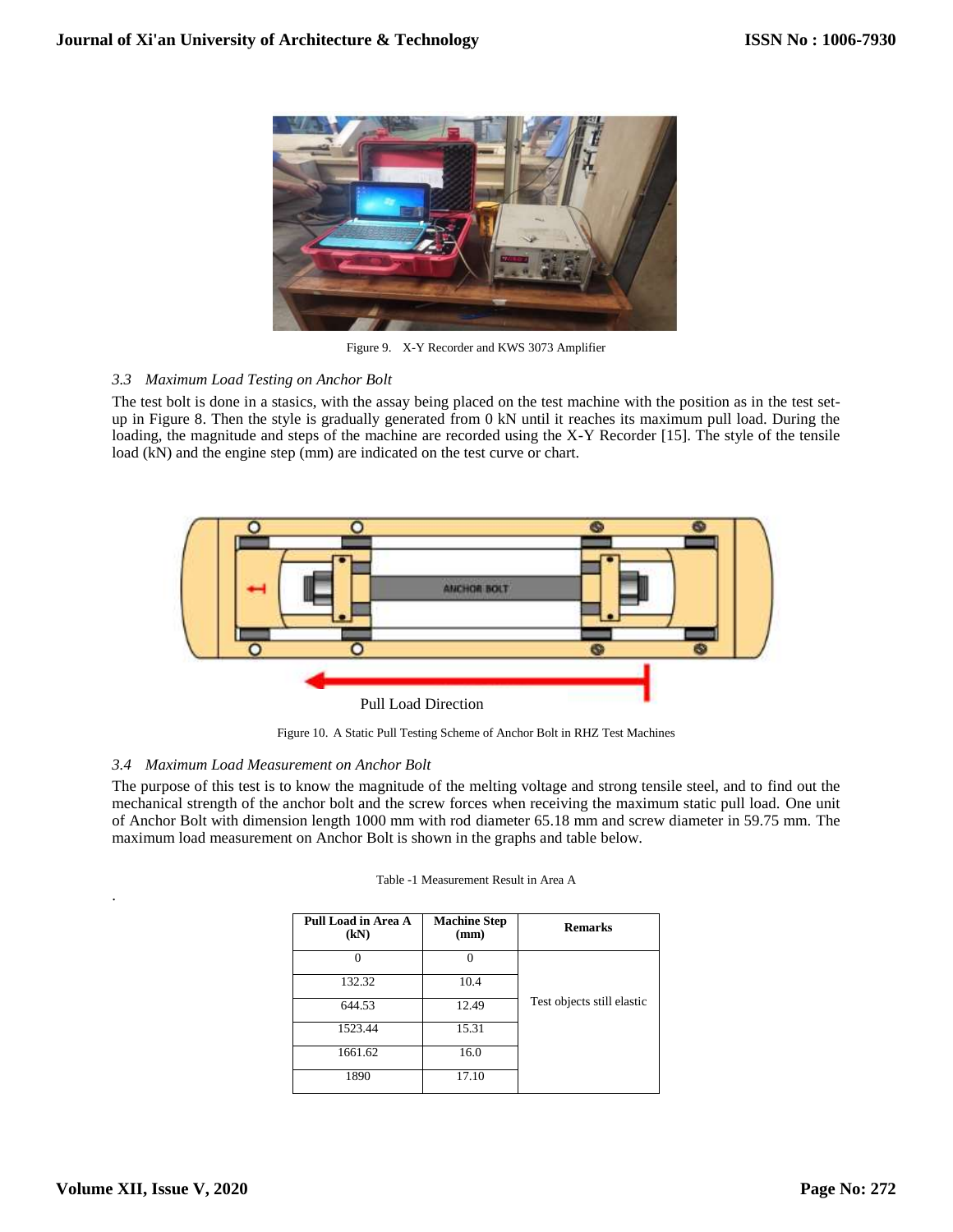Figure 9. X-Y Recorder and KWS 3073 Amplifier

### 3.3 *Maximum Load Testing on Anchor Bolt*

The test bolt is done in a stasics, with the assay being placed on the test machine with the position as in the test set-up in Figure 8. Then the style is gradually generated from 0 kN until it reaches its maximum pull load. During the loading, the magnitude and steps of the machine are recorded using the X-Y Recorder [15]. The style of the tensile load (kN) and the engine step (mm) are indicated on the test curve or chart.

Pull Load Direction

Figure 10. A Static Pull Testing Scheme of Anchor Bolt in RHZ Test Machines

### 3.4 *Maximum Load Measurement on Anchor Bolt*

The purpose of this test is to know the magnitude of the melting voltage and strong tensile steel, and to find out the mechanical strength of the anchor bolt and the screw forces when receiving the maximum static pull load. One unit of Anchor Bolt with dimension length 1000 mm with rod diameter 65.18 mm and screw diameter in 59.75 mm. The maximum load measurement on Anchor Bolt is shown in the graphs and table below.

Table -1 Measurement Result in Area A

| Pull Load in Area A (kN) | Machine Step (mm) | Remarks |
|---|---|---|
| 0 | 0 | Test objects still elastic |
| 132.32 | 10.4 | |
| 644.53 | 12.49 | |
| 1523.44 | 15.31 | |
| 1661.62 | 16.0 | |
| 1890 | 17.10 | |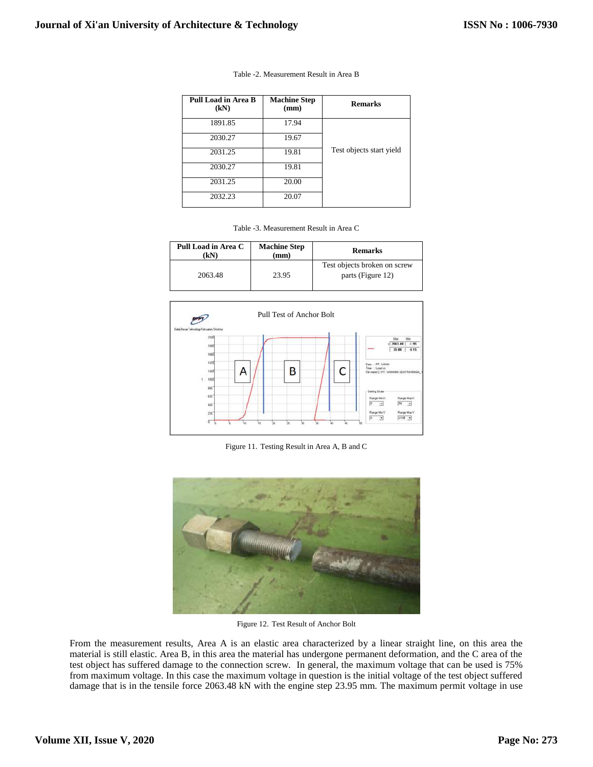Table -2. Measurement Result in Area B

| Pull Load in Area B (kN) | Machine Step (mm) | Remarks |
| --- | --- | --- |
| 1891.85 | 17.94 | Test objects start yield |
| 2030.27 | 19.67 | |
| 2031.25 | 19.81 | |
| 2030.27 | 19.81 | |
| 2031.25 | 20.00 | |
| 2032.23 | 20.07 | |

Table -3. Measurement Result in Area C

| Pull Load in Area C (kN) | Machine Step (mm) | Remarks |
| --- | --- | --- |
| 2063.48 | 23.95 | Test objects broken on screw parts (Figure 12) |

Figure 11. Testing Result in Area A, B and C

Figure 12. Test Result of Anchor Bolt

From the measurement results, Area A is an elastic area characterized by a linear straight line, on this area the material is still elastic. Area B, in this area the material has undergone permanent deformation, and the C area of the test object has suffered damage to the connection screw. In general, the maximum voltage that can be used is 75% from maximum voltage. In this case the maximum voltage in question is the initial voltage of the test object suffered damage that is in the tensile force 2063.48 kN with the engine step 23.95 mm. The maximum permit voltage in use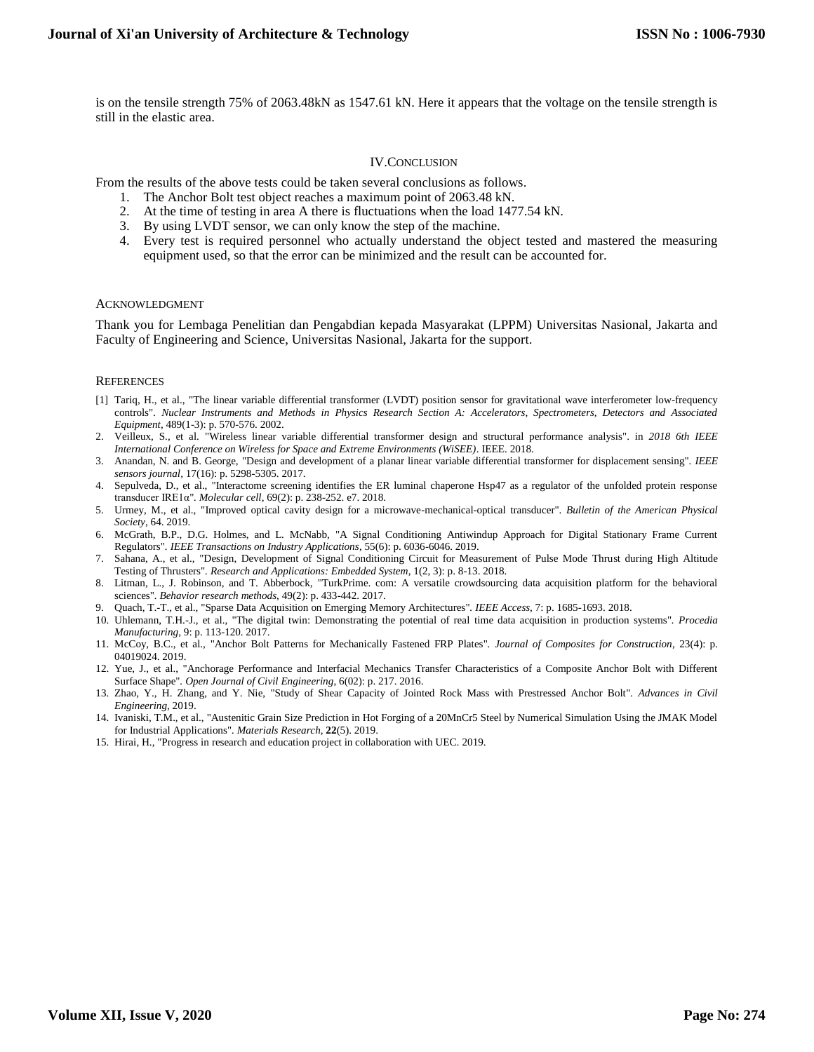is on the tensile strength 75% of 2063.48kN as 1547.61 kN. Here it appears that the voltage on the tensile strength is still in the elastic area.

## IV. Conclusion

From the results of the above tests could be taken several conclusions as follows.

1. The Anchor Bolt test object reaches a maximum point of 2063.48 kN.
2. At the time of testing in area A there is fluctuations when the load 1477.54 kN.
3. By using LVDT sensor, we can only know the step of the machine.
4. Every test is required personnel who actually understand the object tested and mastered the measuring equipment used, so that the error can be minimized and the result can be accounted for.

## Acknowledgment

Thank you for Lembaga Penelitian dan Pengabdian kepada Masyarakat (LPPM) Universitas Nasional, Jakarta and Faculty of Engineering and Science, Universitas Nasional, Jakarta for the support.

## References

[1] Tariq, H., et al., "The linear variable differential transformer (LVDT) position sensor for gravitational wave interferometer low-frequency controls". *Nuclear Instruments and Methods in Physics Research Section A: Accelerators, Spectrometers, Detectors and Associated Equipment*, 489(1-3): p. 570-576. 2002.

2. Veilleux, S., et al. "Wireless linear variable differential transformer design and structural performance analysis". in *2018 6th IEEE International Conference on Wireless for Space and Extreme Environments (WiSEE)*. IEEE. 2018.
3. Anandan, N. and B. George, "Design and development of a planar linear variable differential transformer for displacement sensing". *IEEE sensors journal*, 17(16): p. 5298-5305. 2017.
4. Sepulveda, D., et al., "Interactome screening identifies the ER luminal chaperone Hsp47 as a regulator of the unfolded protein response transducer IRE1α". *Molecular cell*, 69(2): p. 238-252. e7. 2018.
5. Urmey, M., et al., "Improved optical cavity design for a microwave-mechanical-optical transducer". *Bulletin of the American Physical Society*, 64. 2019.
6. McGrath, B.P., D.G. Holmes, and L. McNabb, "A Signal Conditioning Antiwindup Approach for Digital Stationary Frame Current Regulators". *IEEE Transactions on Industry Applications*, 55(6): p. 6036-6046. 2019.
7. Sahana, A., et al., "Design, Development of Signal Conditioning Circuit for Measurement of Pulse Mode Thrust during High Altitude Testing of Thrusters". *Research and Applications: Embedded System*, 1(2, 3): p. 8-13. 2018.
8. Litman, L., J. Robinson, and T. Abberbock, "TurkPrime. com: A versatile crowdsourcing data acquisition platform for the behavioral sciences". *Behavior research methods*, 49(2): p. 433-442. 2017.
9. Quach, T.-T., et al., "Sparse Data Acquisition on Emerging Memory Architectures". *IEEE Access*, 7: p. 1685-1693. 2018.
10. Uhlemann, T.H.-J., et al., "The digital twin: Demonstrating the potential of real time data acquisition in production systems". *Procedia Manufacturing*, 9: p. 113-120. 2017.
11. McCoy, B.C., et al., "Anchor Bolt Patterns for Mechanically Fastened FRP Plates". *Journal of Composites for Construction*, 23(4): p. 04019024. 2019.
12. Yue, J., et al., "Anchorage Performance and Interfacial Mechanics Transfer Characteristics of a Composite Anchor Bolt with Different Surface Shape". *Open Journal of Civil Engineering*, 6(02): p. 217. 2016.
13. Zhao, Y., H. Zhang, and Y. Nie, "Study of Shear Capacity of Jointed Rock Mass with Prestressed Anchor Bolt". *Advances in Civil Engineering*, 2019.
14. Ivaniski, T.M., et al., "Austenitic Grain Size Prediction in Hot Forging of a 20MnCr5 Steel by Numerical Simulation Using the JMAK Model for Industrial Applications". *Materials Research*, **22**(5). 2019.
15. Hirai, H., "Progress in research and education project in collaboration with UEC. 2019.